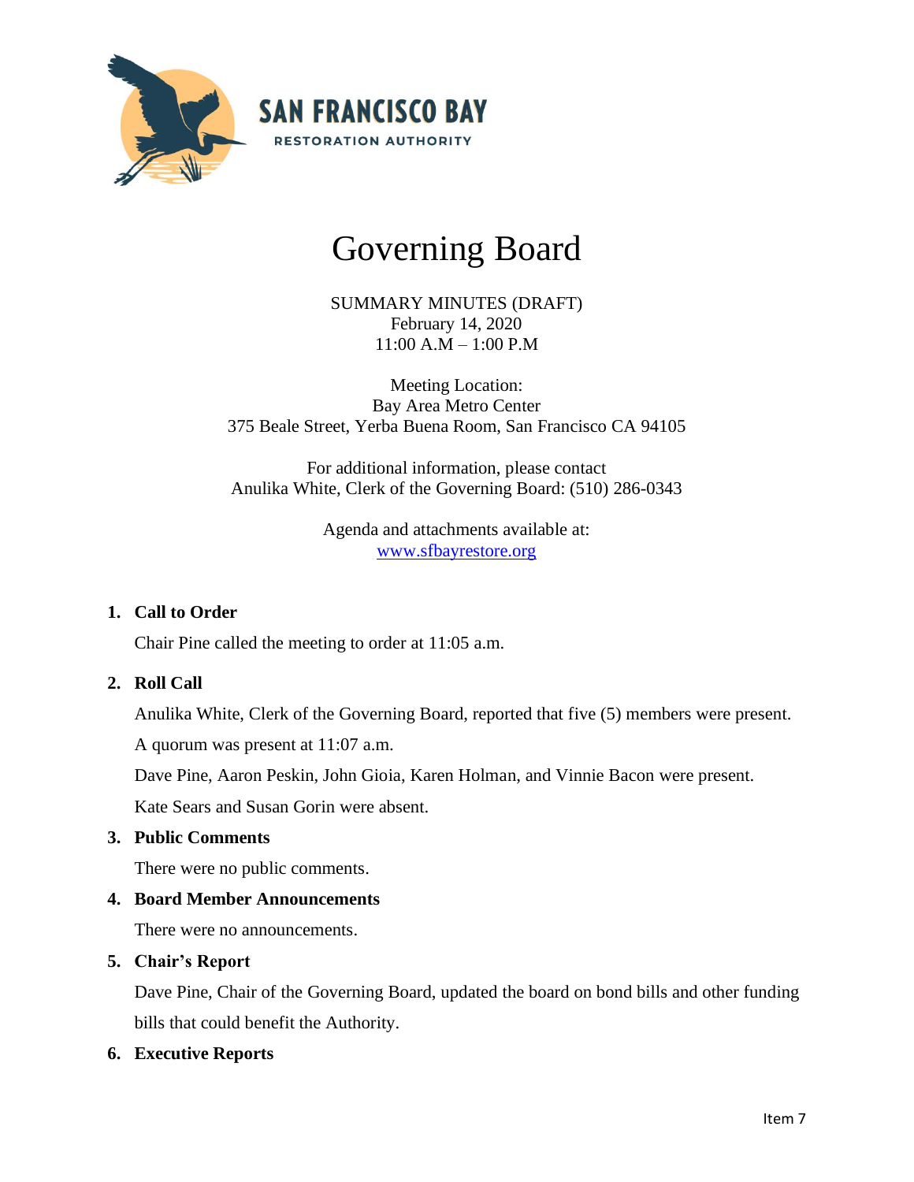SAN FRANCISCO BAY

RESTORATION AUTHORITY

# Governing Board

SUMMARY MINUTES (DRAFT)
February 14, 2020
11:00 A.M – 1:00 P.M

Meeting Location:
Bay Area Metro Center
375 Beale Street, Yerba Buena Room, San Francisco CA 94105

For additional information, please contact
Anulika White, Clerk of the Governing Board: (510) 286-0343

Agenda and attachments available at:
[www.sfbayrestore.org](http://www.sfbayrestore.org)

1. **Call to Order**

   Chair Pine called the meeting to order at 11:05 a.m.

2. **Roll Call**

   Anulika White, Clerk of the Governing Board, reported that five (5) members were present.

   A quorum was present at 11:07 a.m.

   Dave Pine, Aaron Peskin, John Gioia, Karen Holman, and Vinnie Bacon were present.

   Kate Sears and Susan Gorin were absent.

3. **Public Comments**

   There were no public comments.

4. **Board Member Announcements**

   There were no announcements.

5. **Chair's Report**

   Dave Pine, Chair of the Governing Board, updated the board on bond bills and other funding bills that could benefit the Authority.

6. **Executive Reports**

Item 7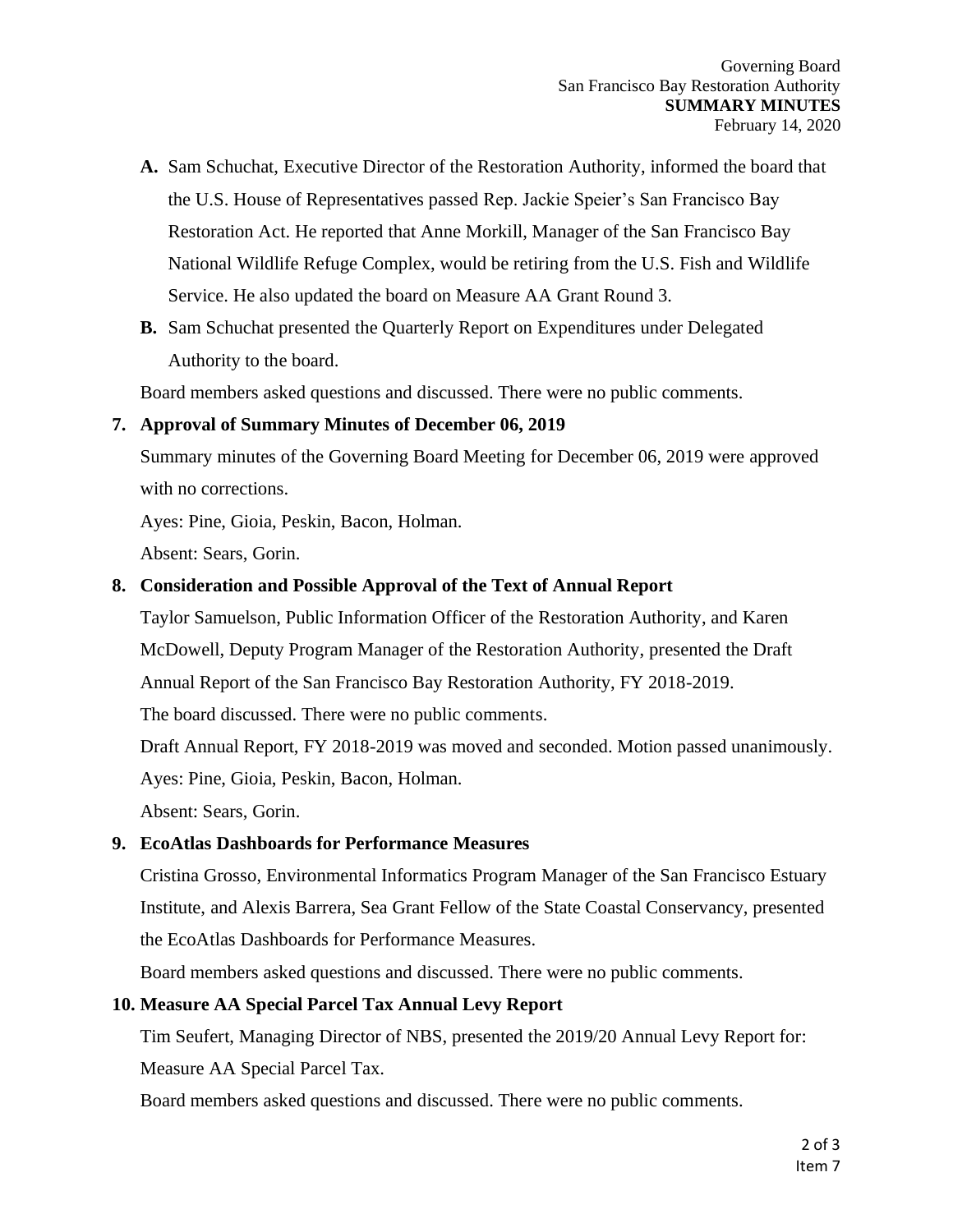**A.** Sam Schuchat, Executive Director of the Restoration Authority, informed the board that the U.S. House of Representatives passed Rep. Jackie Speier's San Francisco Bay Restoration Act. He reported that Anne Morkill, Manager of the San Francisco Bay National Wildlife Refuge Complex, would be retiring from the U.S. Fish and Wildlife Service. He also updated the board on Measure AA Grant Round 3.

**B.** Sam Schuchat presented the Quarterly Report on Expenditures under Delegated Authority to the board.

Board members asked questions and discussed. There were no public comments.

**7. Approval of Summary Minutes of December 06, 2019**

Summary minutes of the Governing Board Meeting for December 06, 2019 were approved with no corrections.

Ayes: Pine, Gioia, Peskin, Bacon, Holman.

Absent: Sears, Gorin.

**8. Consideration and Possible Approval of the Text of Annual Report**

Taylor Samuelson, Public Information Officer of the Restoration Authority, and Karen McDowell, Deputy Program Manager of the Restoration Authority, presented the Draft Annual Report of the San Francisco Bay Restoration Authority, FY 2018-2019.

The board discussed. There were no public comments.

Draft Annual Report, FY 2018-2019 was moved and seconded. Motion passed unanimously.

Ayes: Pine, Gioia, Peskin, Bacon, Holman.

Absent: Sears, Gorin.

**9. EcoAtlas Dashboards for Performance Measures**

Cristina Grosso, Environmental Informatics Program Manager of the San Francisco Estuary Institute, and Alexis Barrera, Sea Grant Fellow of the State Coastal Conservancy, presented the EcoAtlas Dashboards for Performance Measures.

Board members asked questions and discussed. There were no public comments.

**10. Measure AA Special Parcel Tax Annual Levy Report**

Tim Seufert, Managing Director of NBS, presented the 2019/20 Annual Levy Report for: Measure AA Special Parcel Tax.

Board members asked questions and discussed. There were no public comments.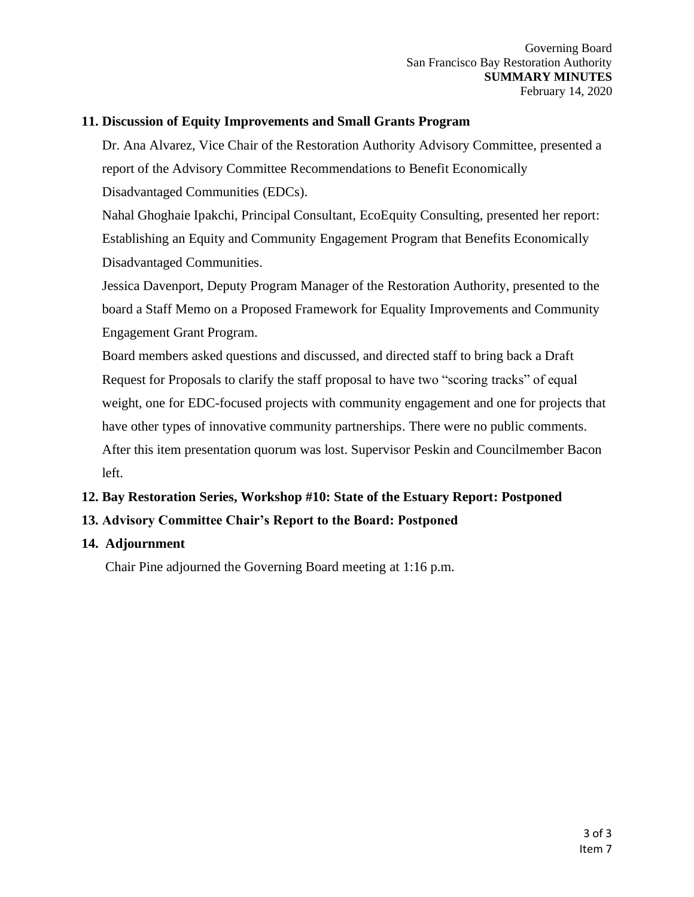**11. Discussion of Equity Improvements and Small Grants Program**

Dr. Ana Alvarez, Vice Chair of the Restoration Authority Advisory Committee, presented a report of the Advisory Committee Recommendations to Benefit Economically Disadvantaged Communities (EDCs).

Nahal Ghoghaie Ipakchi, Principal Consultant, EcoEquity Consulting, presented her report: Establishing an Equity and Community Engagement Program that Benefits Economically Disadvantaged Communities.

Jessica Davenport, Deputy Program Manager of the Restoration Authority, presented to the board a Staff Memo on a Proposed Framework for Equality Improvements and Community Engagement Grant Program.

Board members asked questions and discussed, and directed staff to bring back a Draft Request for Proposals to clarify the staff proposal to have two "scoring tracks" of equal weight, one for EDC-focused projects with community engagement and one for projects that have other types of innovative community partnerships. There were no public comments. After this item presentation quorum was lost. Supervisor Peskin and Councilmember Bacon left.

**12. Bay Restoration Series, Workshop #10: State of the Estuary Report: Postponed**

**13. Advisory Committee Chair's Report to the Board: Postponed**

**14. Adjournment**

Chair Pine adjourned the Governing Board meeting at 1:16 p.m.